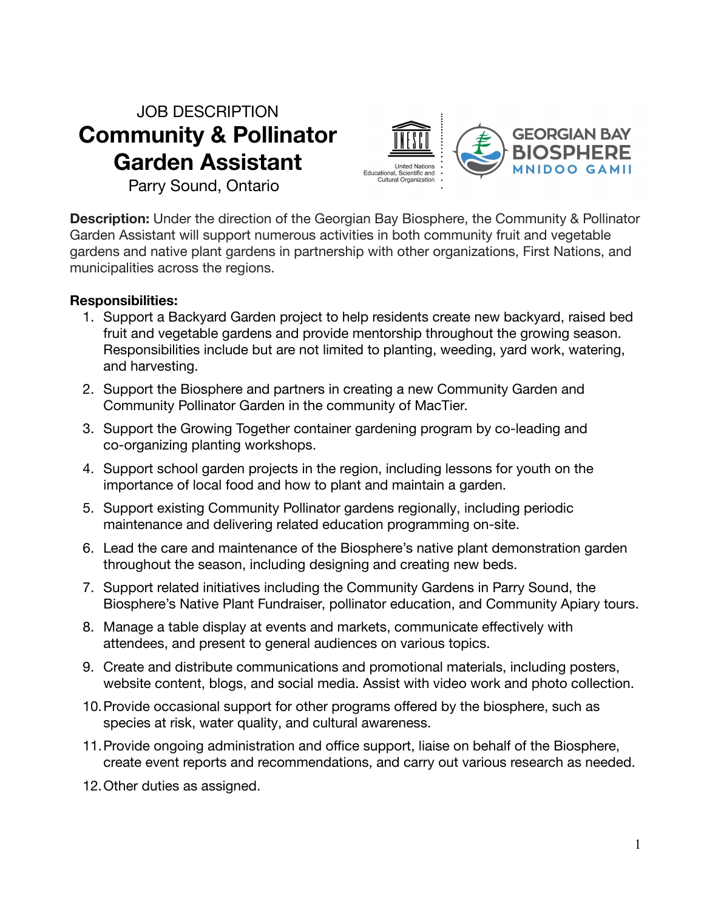JOB DESCRIPTION

# Community & Pollinator Garden Assistant

Parry Sound, Ontario

**Description:** Under the direction of the Georgian Bay Biosphere, the Community & Pollinator Garden Assistant will support numerous activities in both community fruit and vegetable gardens and native plant gardens in partnership with other organizations, First Nations, and municipalities across the regions.

**Responsibilities:**

1. Support a Backyard Garden project to help residents create new backyard, raised bed fruit and vegetable gardens and provide mentorship throughout the growing season. Responsibilities include but are not limited to planting, weeding, yard work, watering, and harvesting.
2. Support the Biosphere and partners in creating a new Community Garden and Community Pollinator Garden in the community of MacTier.
3. Support the Growing Together container gardening program by co-leading and co-organizing planting workshops.
4. Support school garden projects in the region, including lessons for youth on the importance of local food and how to plant and maintain a garden.
5. Support existing Community Pollinator gardens regionally, including periodic maintenance and delivering related education programming on-site.
6. Lead the care and maintenance of the Biosphere's native plant demonstration garden throughout the season, including designing and creating new beds.
7. Support related initiatives including the Community Gardens in Parry Sound, the Biosphere's Native Plant Fundraiser, pollinator education, and Community Apiary tours.
8. Manage a table display at events and markets, communicate effectively with attendees, and present to general audiences on various topics.
9. Create and distribute communications and promotional materials, including posters, website content, blogs, and social media. Assist with video work and photo collection.
10. Provide occasional support for other programs offered by the biosphere, such as species at risk, water quality, and cultural awareness.
11. Provide ongoing administration and office support, liaise on behalf of the Biosphere, create event reports and recommendations, and carry out various research as needed.
12. Other duties as assigned.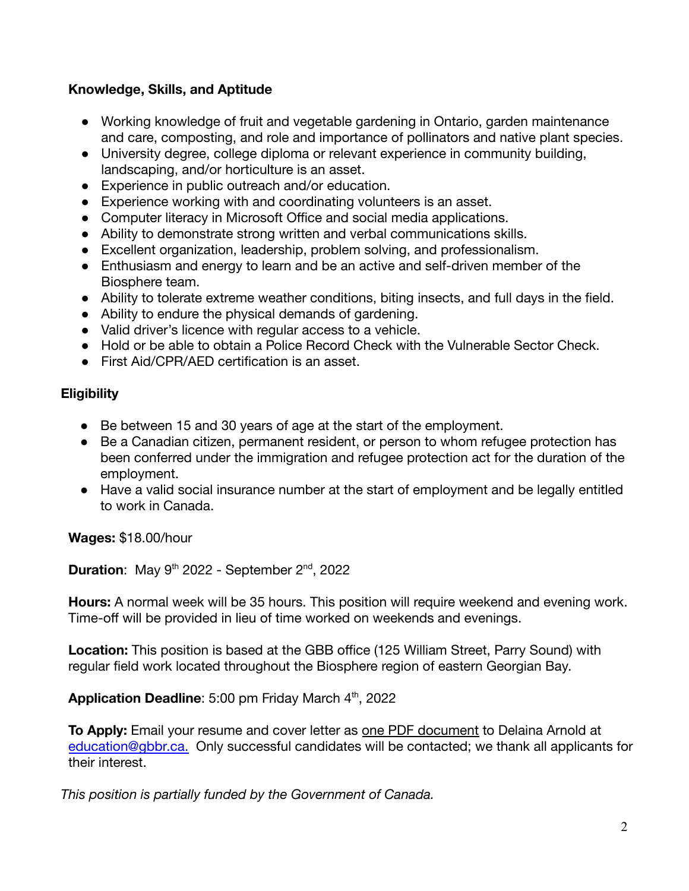**Knowledge, Skills, and Aptitude**

- Working knowledge of fruit and vegetable gardening in Ontario, garden maintenance and care, composting, and role and importance of pollinators and native plant species.
- University degree, college diploma or relevant experience in community building, landscaping, and/or horticulture is an asset.
- Experience in public outreach and/or education.
- Experience working with and coordinating volunteers is an asset.
- Computer literacy in Microsoft Office and social media applications.
- Ability to demonstrate strong written and verbal communications skills.
- Excellent organization, leadership, problem solving, and professionalism.
- Enthusiasm and energy to learn and be an active and self-driven member of the Biosphere team.
- Ability to tolerate extreme weather conditions, biting insects, and full days in the field.
- Ability to endure the physical demands of gardening.
- Valid driver's licence with regular access to a vehicle.
- Hold or be able to obtain a Police Record Check with the Vulnerable Sector Check.
- First Aid/CPR/AED certification is an asset.

**Eligibility**

- Be between 15 and 30 years of age at the start of the employment.
- Be a Canadian citizen, permanent resident, or person to whom refugee protection has been conferred under the immigration and refugee protection act for the duration of the employment.
- Have a valid social insurance number at the start of employment and be legally entitled to work in Canada.

**Wages:** $18.00/hour

**Duration**: May 9th 2022 - September 2nd, 2022

**Hours:** A normal week will be 35 hours. This position will require weekend and evening work. Time-off will be provided in lieu of time worked on weekends and evenings.

**Location:** This position is based at the GBB office (125 William Street, Parry Sound) with regular field work located throughout the Biosphere region of eastern Georgian Bay.

**Application Deadline**: 5:00 pm Friday March 4th, 2022

**To Apply:** Email your resume and cover letter as one PDF document to Delaina Arnold at education@gbbr.ca. Only successful candidates will be contacted; we thank all applicants for their interest.

*This position is partially funded by the Government of Canada.*